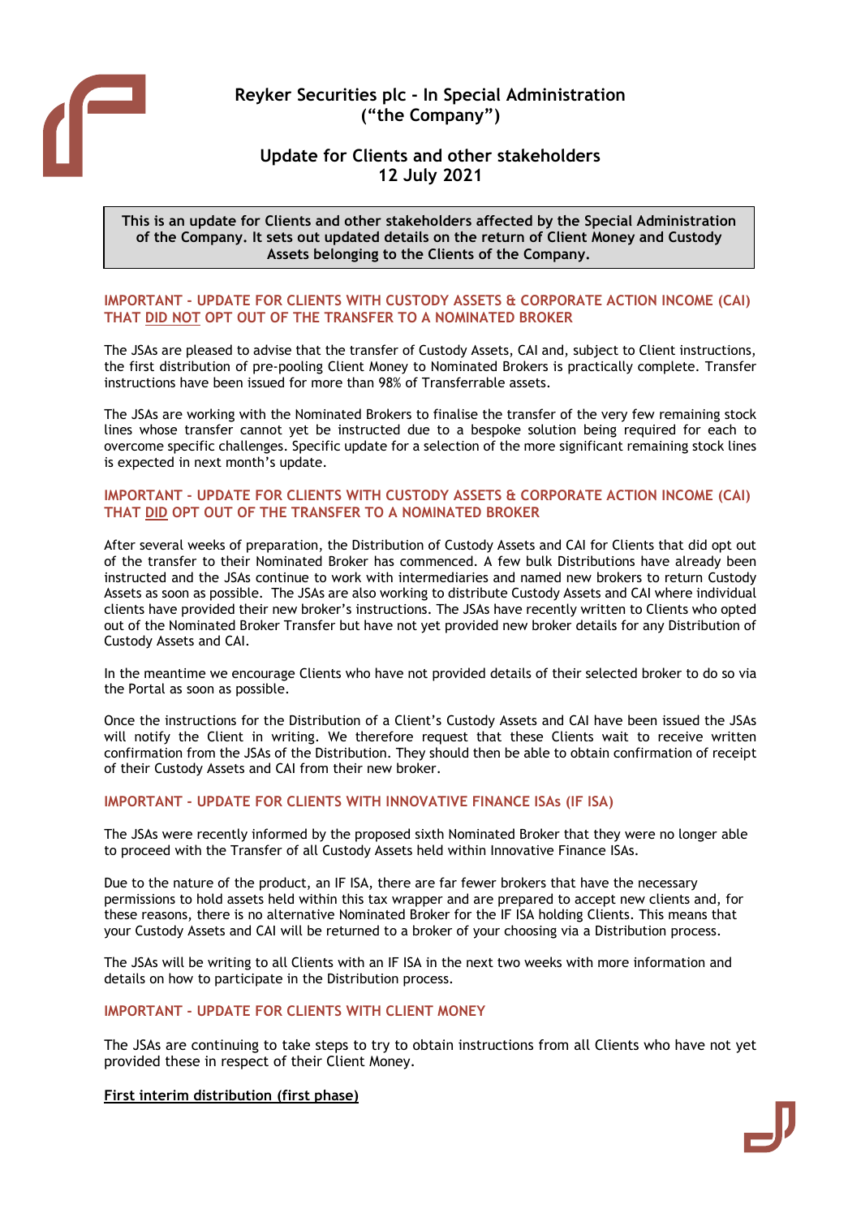# Reyker Securities plc - In Special Administration
# ("the Company")

## Update for Clients and other stakeholders
## 12 July 2021

**This is an update for Clients and other stakeholders affected by the Special Administration of the Company. It sets out updated details on the return of Client Money and Custody Assets belonging to the Clients of the Company.**

### IMPORTANT - UPDATE FOR CLIENTS WITH CUSTODY ASSETS & CORPORATE ACTION INCOME (CAI) THAT DID NOT OPT OUT OF THE TRANSFER TO A NOMINATED BROKER

The JSAs are pleased to advise that the transfer of Custody Assets, CAI and, subject to Client instructions, the first distribution of pre-pooling Client Money to Nominated Brokers is practically complete. Transfer instructions have been issued for more than 98% of Transferrable assets.

The JSAs are working with the Nominated Brokers to finalise the transfer of the very few remaining stock lines whose transfer cannot yet be instructed due to a bespoke solution being required for each to overcome specific challenges. Specific update for a selection of the more significant remaining stock lines is expected in next month's update.

### IMPORTANT - UPDATE FOR CLIENTS WITH CUSTODY ASSETS & CORPORATE ACTION INCOME (CAI) THAT DID OPT OUT OF THE TRANSFER TO A NOMINATED BROKER

After several weeks of preparation, the Distribution of Custody Assets and CAI for Clients that did opt out of the transfer to their Nominated Broker has commenced. A few bulk Distributions have already been instructed and the JSAs continue to work with intermediaries and named new brokers to return Custody Assets as soon as possible. The JSAs are also working to distribute Custody Assets and CAI where individual clients have provided their new broker's instructions. The JSAs have recently written to Clients who opted out of the Nominated Broker Transfer but have not yet provided new broker details for any Distribution of Custody Assets and CAI.

In the meantime we encourage Clients who have not provided details of their selected broker to do so via the Portal as soon as possible.

Once the instructions for the Distribution of a Client's Custody Assets and CAI have been issued the JSAs will notify the Client in writing. We therefore request that these Clients wait to receive written confirmation from the JSAs of the Distribution. They should then be able to obtain confirmation of receipt of their Custody Assets and CAI from their new broker.

### IMPORTANT - UPDATE FOR CLIENTS WITH INNOVATIVE FINANCE ISAs (IF ISA)

The JSAs were recently informed by the proposed sixth Nominated Broker that they were no longer able to proceed with the Transfer of all Custody Assets held within Innovative Finance ISAs.

Due to the nature of the product, an IF ISA, there are far fewer brokers that have the necessary permissions to hold assets held within this tax wrapper and are prepared to accept new clients and, for these reasons, there is no alternative Nominated Broker for the IF ISA holding Clients. This means that your Custody Assets and CAI will be returned to a broker of your choosing via a Distribution process.

The JSAs will be writing to all Clients with an IF ISA in the next two weeks with more information and details on how to participate in the Distribution process.

### IMPORTANT - UPDATE FOR CLIENTS WITH CLIENT MONEY

The JSAs are continuing to take steps to try to obtain instructions from all Clients who have not yet provided these in respect of their Client Money.

**First interim distribution (first phase)**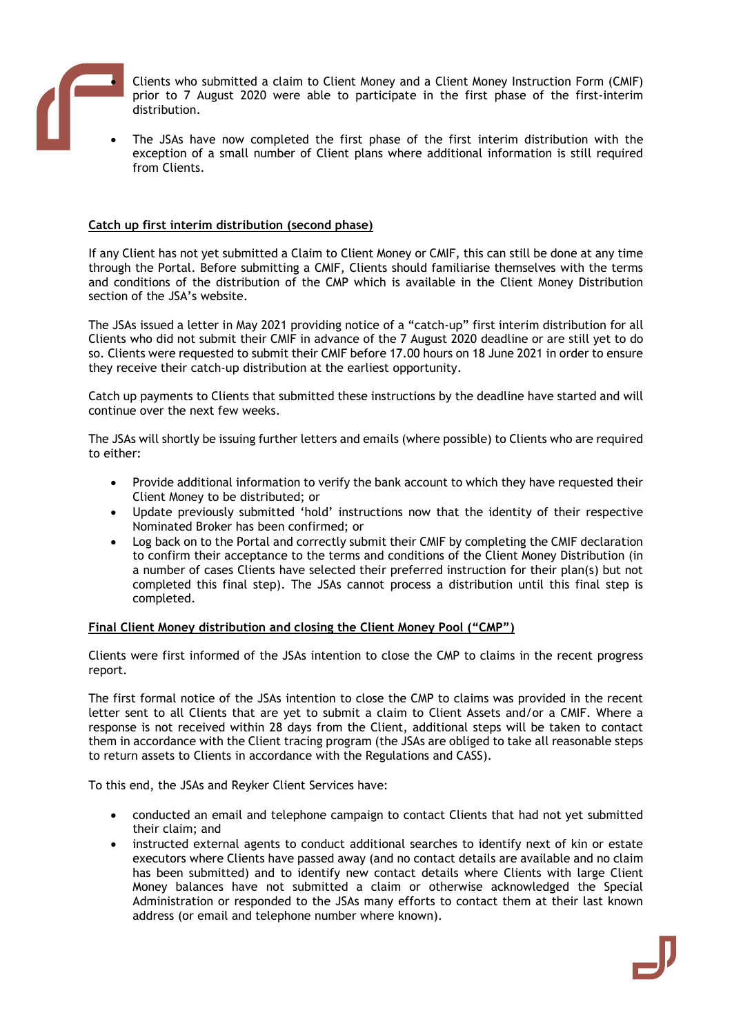- Clients who submitted a claim to Client Money and a Client Money Instruction Form (CMIF) prior to 7 August 2020 were able to participate in the first phase of the first-interim distribution.

- The JSAs have now completed the first phase of the first interim distribution with the exception of a small number of Client plans where additional information is still required from Clients.

**Catch up first interim distribution (second phase)**

If any Client has not yet submitted a Claim to Client Money or CMIF, this can still be done at any time through the Portal. Before submitting a CMIF, Clients should familiarise themselves with the terms and conditions of the distribution of the CMP which is available in the Client Money Distribution section of the JSA's website.

The JSAs issued a letter in May 2021 providing notice of a "catch-up" first interim distribution for all Clients who did not submit their CMIF in advance of the 7 August 2020 deadline or are still yet to do so. Clients were requested to submit their CMIF before 17.00 hours on 18 June 2021 in order to ensure they receive their catch-up distribution at the earliest opportunity.

Catch up payments to Clients that submitted these instructions by the deadline have started and will continue over the next few weeks.

The JSAs will shortly be issuing further letters and emails (where possible) to Clients who are required to either:

- Provide additional information to verify the bank account to which they have requested their Client Money to be distributed; or
- Update previously submitted 'hold' instructions now that the identity of their respective Nominated Broker has been confirmed; or
- Log back on to the Portal and correctly submit their CMIF by completing the CMIF declaration to confirm their acceptance to the terms and conditions of the Client Money Distribution (in a number of cases Clients have selected their preferred instruction for their plan(s) but not completed this final step). The JSAs cannot process a distribution until this final step is completed.

**Final Client Money distribution and closing the Client Money Pool ("CMP")**

Clients were first informed of the JSAs intention to close the CMP to claims in the recent progress report.

The first formal notice of the JSAs intention to close the CMP to claims was provided in the recent letter sent to all Clients that are yet to submit a claim to Client Assets and/or a CMIF. Where a response is not received within 28 days from the Client, additional steps will be taken to contact them in accordance with the Client tracing program (the JSAs are obliged to take all reasonable steps to return assets to Clients in accordance with the Regulations and CASS).

To this end, the JSAs and Reyker Client Services have:

- conducted an email and telephone campaign to contact Clients that had not yet submitted their claim; and
- instructed external agents to conduct additional searches to identify next of kin or estate executors where Clients have passed away (and no contact details are available and no claim has been submitted) and to identify new contact details where Clients with large Client Money balances have not submitted a claim or otherwise acknowledged the Special Administration or responded to the JSAs many efforts to contact them at their last known address (or email and telephone number where known).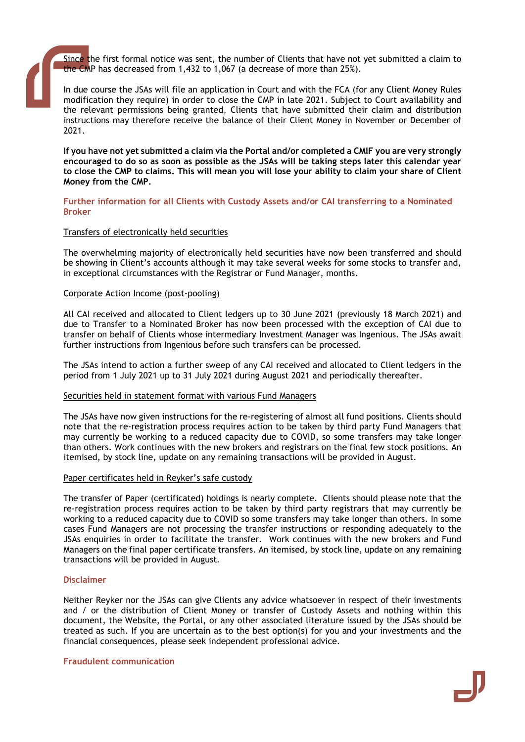Since the first formal notice was sent, the number of Clients that have not yet submitted a claim to the CMP has decreased from 1,432 to 1,067 (a decrease of more than 25%).

In due course the JSAs will file an application in Court and with the FCA (for any Client Money Rules modification they require) in order to close the CMP in late 2021. Subject to Court availability and the relevant permissions being granted, Clients that have submitted their claim and distribution instructions may therefore receive the balance of their Client Money in November or December of 2021.

**If you have not yet submitted a claim via the Portal and/or completed a CMIF you are very strongly encouraged to do so as soon as possible as the JSAs will be taking steps later this calendar year to close the CMP to claims. This will mean you will lose your ability to claim your share of Client Money from the CMP.**

## Further information for all Clients with Custody Assets and/or CAI transferring to a Nominated Broker

### Transfers of electronically held securities

The overwhelming majority of electronically held securities have now been transferred and should be showing in Client's accounts although it may take several weeks for some stocks to transfer and, in exceptional circumstances with the Registrar or Fund Manager, months.

### Corporate Action Income (post-pooling)

All CAI received and allocated to Client ledgers up to 30 June 2021 (previously 18 March 2021) and due to Transfer to a Nominated Broker has now been processed with the exception of CAI due to transfer on behalf of Clients whose intermediary Investment Manager was Ingenious. The JSAs await further instructions from Ingenious before such transfers can be processed.

The JSAs intend to action a further sweep of any CAI received and allocated to Client ledgers in the period from 1 July 2021 up to 31 July 2021 during August 2021 and periodically thereafter.

### Securities held in statement format with various Fund Managers

The JSAs have now given instructions for the re-registering of almost all fund positions. Clients should note that the re-registration process requires action to be taken by third party Fund Managers that may currently be working to a reduced capacity due to COVID, so some transfers may take longer than others. Work continues with the new brokers and registrars on the final few stock positions. An itemised, by stock line, update on any remaining transactions will be provided in August.

### Paper certificates held in Reyker's safe custody

The transfer of Paper (certificated) holdings is nearly complete. Clients should please note that the re-registration process requires action to be taken by third party registrars that may currently be working to a reduced capacity due to COVID so some transfers may take longer than others. In some cases Fund Managers are not processing the transfer instructions or responding adequately to the JSAs enquiries in order to facilitate the transfer. Work continues with the new brokers and Fund Managers on the final paper certificate transfers. An itemised, by stock line, update on any remaining transactions will be provided in August.

## Disclaimer

Neither Reyker nor the JSAs can give Clients any advice whatsoever in respect of their investments and / or the distribution of Client Money or transfer of Custody Assets and nothing within this document, the Website, the Portal, or any other associated literature issued by the JSAs should be treated as such. If you are uncertain as to the best option(s) for you and your investments and the financial consequences, please seek independent professional advice.

## Fraudulent communication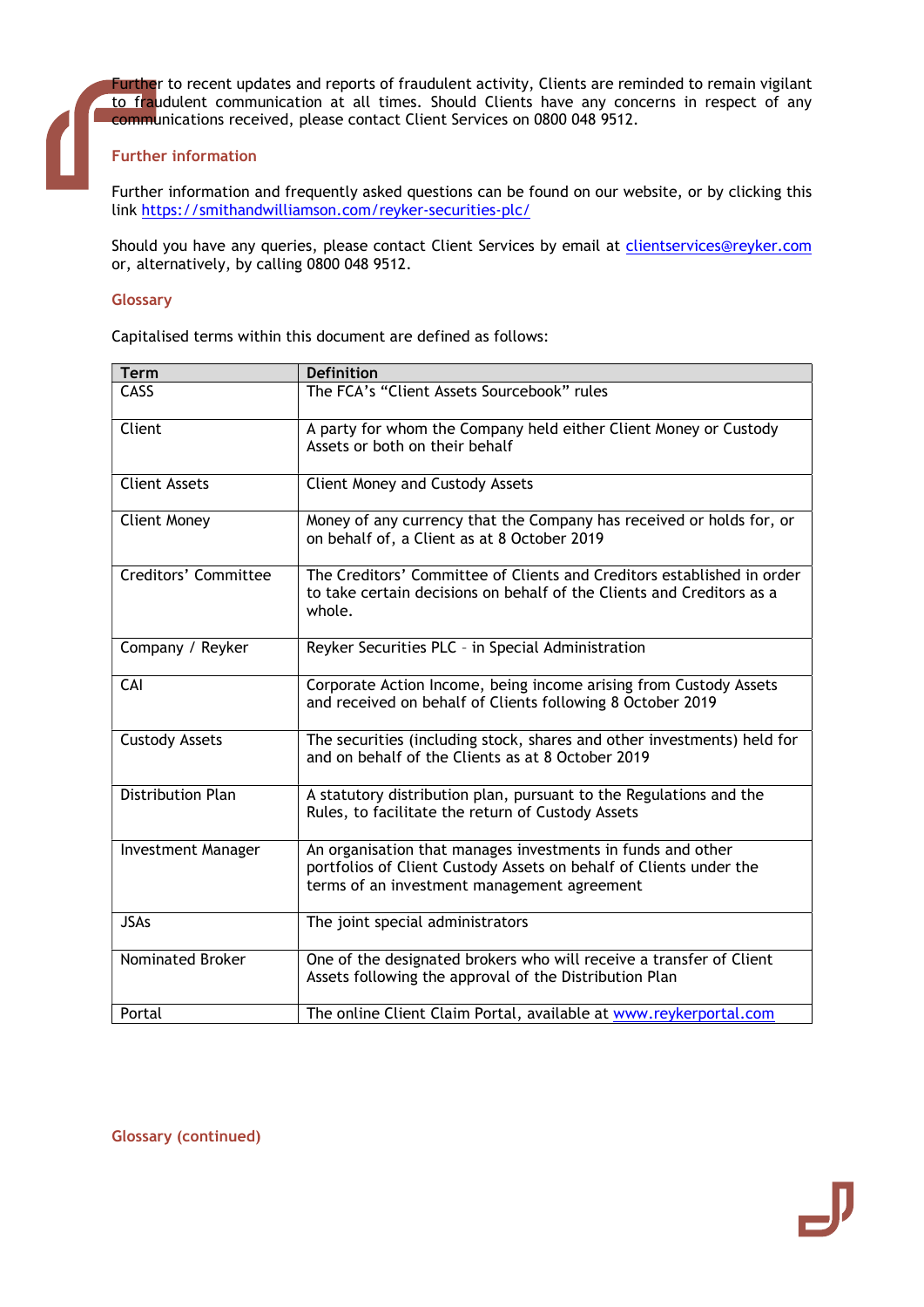Further to recent updates and reports of fraudulent activity, Clients are reminded to remain vigilant to fraudulent communication at all times. Should Clients have any concerns in respect of any communications received, please contact Client Services on 0800 048 9512.

## Further information

Further information and frequently asked questions can be found on our website, or by clicking this link https://smithandwilliamson.com/reyker-securities-plc/

Should you have any queries, please contact Client Services by email at clientservices@reyker.com or, alternatively, by calling 0800 048 9512.

## Glossary

Capitalised terms within this document are defined as follows:

| Term | Definition |
|---|---|
| CASS | The FCA's "Client Assets Sourcebook" rules |
| Client | A party for whom the Company held either Client Money or Custody Assets or both on their behalf |
| Client Assets | Client Money and Custody Assets |
| Client Money | Money of any currency that the Company has received or holds for, or on behalf of, a Client as at 8 October 2019 |
| Creditors' Committee | The Creditors' Committee of Clients and Creditors established in order to take certain decisions on behalf of the Clients and Creditors as a whole. |
| Company / Reyker | Reyker Securities PLC - in Special Administration |
| CAI | Corporate Action Income, being income arising from Custody Assets and received on behalf of Clients following 8 October 2019 |
| Custody Assets | The securities (including stock, shares and other investments) held for and on behalf of the Clients as at 8 October 2019 |
| Distribution Plan | A statutory distribution plan, pursuant to the Regulations and the Rules, to facilitate the return of Custody Assets |
| Investment Manager | An organisation that manages investments in funds and other portfolios of Client Custody Assets on behalf of Clients under the terms of an investment management agreement |
| JSAs | The joint special administrators |
| Nominated Broker | One of the designated brokers who will receive a transfer of Client Assets following the approval of the Distribution Plan |
| Portal | The online Client Claim Portal, available at www.reykerportal.com |

## Glossary (continued)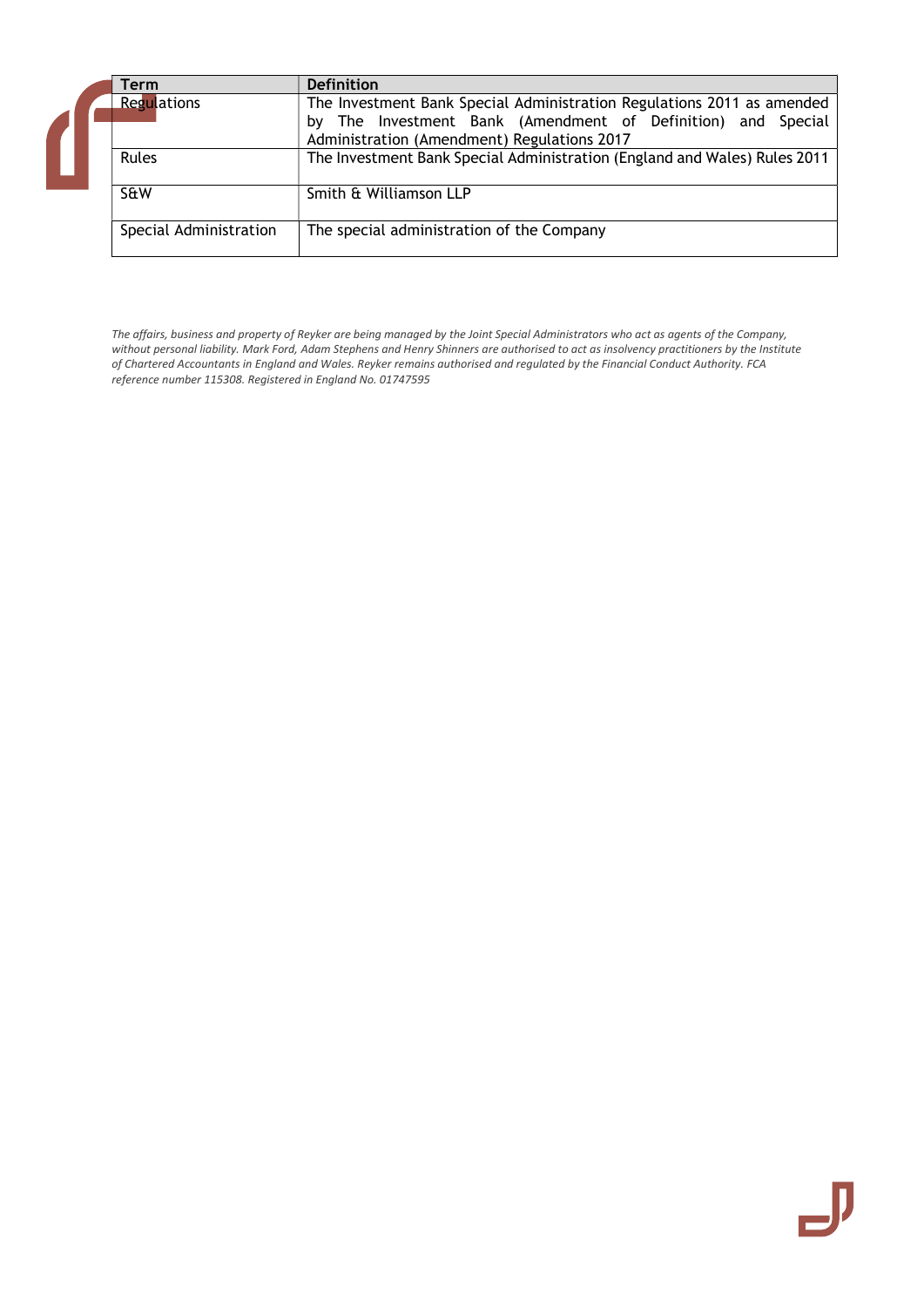| Term | Definition |
|---|---|
| Regulations | The Investment Bank Special Administration Regulations 2011 as amended by The Investment Bank (Amendment of Definition) and Special Administration (Amendment) Regulations 2017 |
| Rules | The Investment Bank Special Administration (England and Wales) Rules 2011 |
| S&W | Smith & Williamson LLP |
| Special Administration | The special administration of the Company |

*The affairs, business and property of Reyker are being managed by the Joint Special Administrators who act as agents of the Company, without personal liability. Mark Ford, Adam Stephens and Henry Shinners are authorised to act as insolvency practitioners by the Institute of Chartered Accountants in England and Wales. Reyker remains authorised and regulated by the Financial Conduct Authority. FCA reference number 115308. Registered in England No. 01747595*